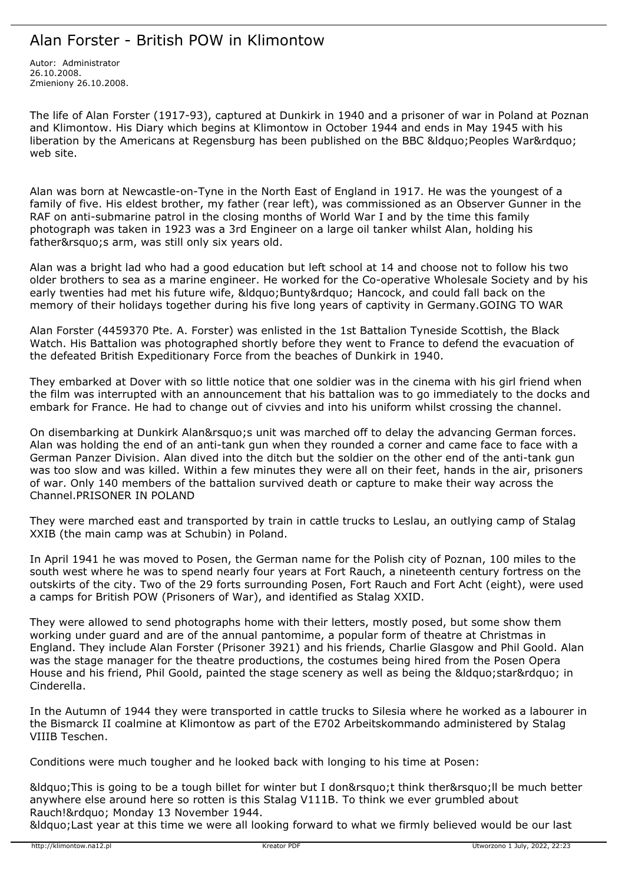# Alan Forster - British POW in Klimontow

Autor: Administrator
26.10.2008.
Zmieniony 26.10.2008.

The life of Alan Forster (1917-93), captured at Dunkirk in 1940 and a prisoner of war in Poland at Poznan and Klimontow. His Diary which begins at Klimontow in October 1944 and ends in May 1945 with his liberation by the Americans at Regensburg has been published on the BBC &ldquo;Peoples War&rdquo; web site.

Alan was born at Newcastle-on-Tyne in the North East of England in 1917. He was the youngest of a family of five. His eldest brother, my father (rear left), was commissioned as an Observer Gunner in the RAF on anti-submarine patrol in the closing months of World War I and by the time this family photograph was taken in 1923 was a 3rd Engineer on a large oil tanker whilst Alan, holding his father&rsquo;s arm, was still only six years old.

Alan was a bright lad who had a good education but left school at 14 and choose not to follow his two older brothers to sea as a marine engineer. He worked for the Co-operative Wholesale Society and by his early twenties had met his future wife, &ldquo;Bunty&rdquo; Hancock, and could fall back on the memory of their holidays together during his five long years of captivity in Germany.GOING TO WAR

Alan Forster (4459370 Pte. A. Forster) was enlisted in the 1st Battalion Tyneside Scottish, the Black Watch. His Battalion was photographed shortly before they went to France to defend the evacuation of the defeated British Expeditionary Force from the beaches of Dunkirk in 1940.

They embarked at Dover with so little notice that one soldier was in the cinema with his girl friend when the film was interrupted with an announcement that his battalion was to go immediately to the docks and embark for France. He had to change out of civvies and into his uniform whilst crossing the channel.

On disembarking at Dunkirk Alan&rsquo;s unit was marched off to delay the advancing German forces. Alan was holding the end of an anti-tank gun when they rounded a corner and came face to face with a German Panzer Division. Alan dived into the ditch but the soldier on the other end of the anti-tank gun was too slow and was killed. Within a few minutes they were all on their feet, hands in the air, prisoners of war. Only 140 members of the battalion survived death or capture to make their way across the Channel.PRISONER IN POLAND

They were marched east and transported by train in cattle trucks to Leslau, an outlying camp of Stalag XXIB (the main camp was at Schubin) in Poland.

In April 1941 he was moved to Posen, the German name for the Polish city of Poznan, 100 miles to the south west where he was to spend nearly four years at Fort Rauch, a nineteenth century fortress on the outskirts of the city. Two of the 29 forts surrounding Posen, Fort Rauch and Fort Acht (eight), were used a camps for British POW (Prisoners of War), and identified as Stalag XXID.

They were allowed to send photographs home with their letters, mostly posed, but some show them working under guard and are of the annual pantomime, a popular form of theatre at Christmas in England. They include Alan Forster (Prisoner 3921) and his friends, Charlie Glasgow and Phil Goold. Alan was the stage manager for the theatre productions, the costumes being hired from the Posen Opera House and his friend, Phil Goold, painted the stage scenery as well as being the &ldquo;star&rdquo; in Cinderella.

In the Autumn of 1944 they were transported in cattle trucks to Silesia where he worked as a labourer in the Bismarck II coalmine at Klimontow as part of the E702 Arbeitskommando administered by Stalag VIIIB Teschen.

Conditions were much tougher and he looked back with longing to his time at Posen:

&ldquo;This is going to be a tough billet for winter but I don&rsquo;t think ther&rsquo;ll be much better anywhere else around here so rotten is this Stalag V111B. To think we ever grumbled about Rauch!&rdquo; Monday 13 November 1944.
&ldquo;Last year at this time we were all looking forward to what we firmly believed would be our last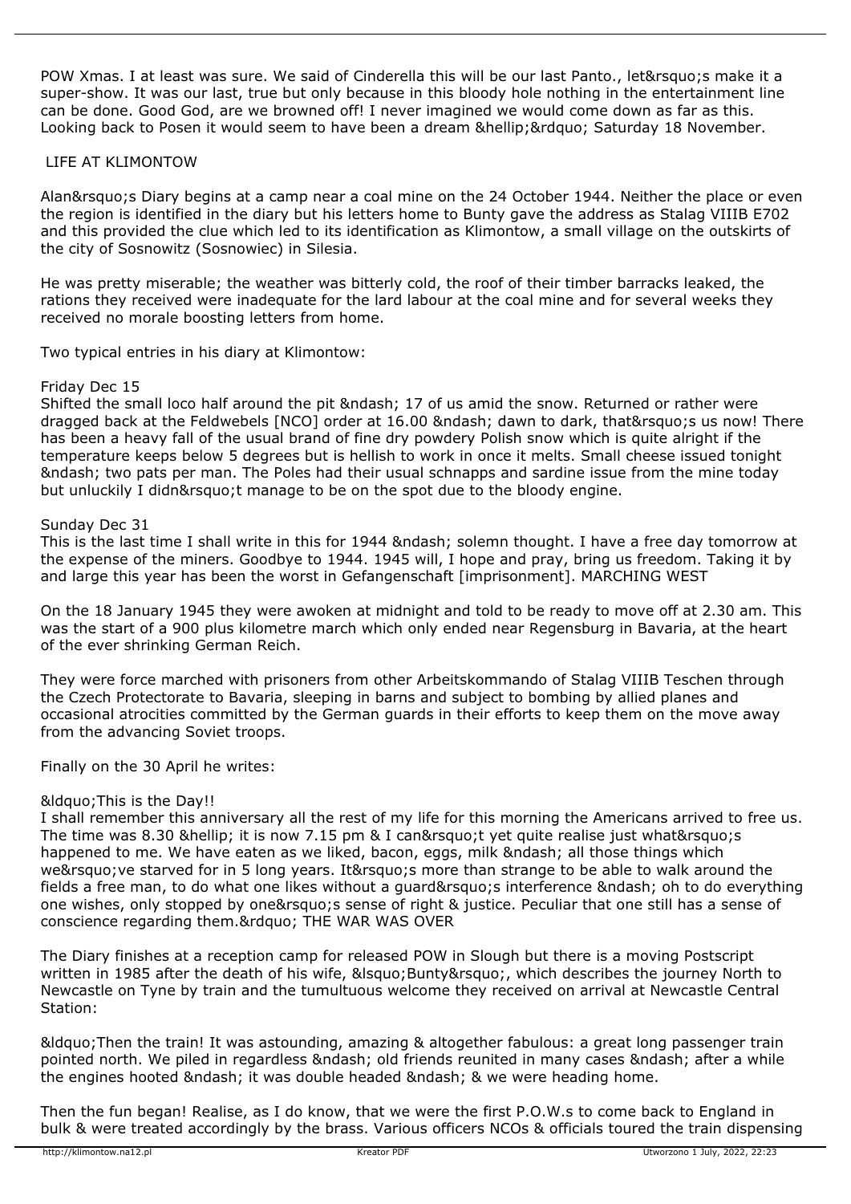POW Xmas. I at least was sure. We said of Cinderella this will be our last Panto., let&rsquo;s make it a super-show. It was our last, true but only because in this bloody hole nothing in the entertainment line can be done. Good God, are we browned off! I never imagined we would come down as far as this. Looking back to Posen it would seem to have been a dream &hellip;&rdquo; Saturday 18 November.

## LIFE AT KLIMONTOW

Alan&rsquo;s Diary begins at a camp near a coal mine on the 24 October 1944. Neither the place or even the region is identified in the diary but his letters home to Bunty gave the address as Stalag VIIIB E702 and this provided the clue which led to its identification as Klimontow, a small village on the outskirts of the city of Sosnowitz (Sosnowiec) in Silesia.

He was pretty miserable; the weather was bitterly cold, the roof of their timber barracks leaked, the rations they received were inadequate for the lard labour at the coal mine and for several weeks they received no morale boosting letters from home.

Two typical entries in his diary at Klimontow:

Friday Dec 15
Shifted the small loco half around the pit &ndash; 17 of us amid the snow. Returned or rather were dragged back at the Feldwebels [NCO] order at 16.00 &ndash; dawn to dark, that&rsquo;s us now! There has been a heavy fall of the usual brand of fine dry powdery Polish snow which is quite alright if the temperature keeps below 5 degrees but is hellish to work in once it melts. Small cheese issued tonight &ndash; two pats per man. The Poles had their usual schnapps and sardine issue from the mine today but unluckily I didn&rsquo;t manage to be on the spot due to the bloody engine.

Sunday Dec 31
This is the last time I shall write in this for 1944 &ndash; solemn thought. I have a free day tomorrow at the expense of the miners. Goodbye to 1944. 1945 will, I hope and pray, bring us freedom. Taking it by and large this year has been the worst in Gefangenschaft [imprisonment]. MARCHING WEST

On the 18 January 1945 they were awoken at midnight and told to be ready to move off at 2.30 am. This was the start of a 900 plus kilometre march which only ended near Regensburg in Bavaria, at the heart of the ever shrinking German Reich.

They were force marched with prisoners from other Arbeitskommando of Stalag VIIIB Teschen through the Czech Protectorate to Bavaria, sleeping in barns and subject to bombing by allied planes and occasional atrocities committed by the German guards in their efforts to keep them on the move away from the advancing Soviet troops.

Finally on the 30 April he writes:

&ldquo;This is the Day!!
I shall remember this anniversary all the rest of my life for this morning the Americans arrived to free us. The time was 8.30 &hellip; it is now 7.15 pm & I can&rsquo;t yet quite realise just what&rsquo;s happened to me. We have eaten as we liked, bacon, eggs, milk &ndash; all those things which we&rsquo;ve starved for in 5 long years. It&rsquo;s more than strange to be able to walk around the fields a free man, to do what one likes without a guard&rsquo;s interference &ndash; oh to do everything one wishes, only stopped by one&rsquo;s sense of right & justice. Peculiar that one still has a sense of conscience regarding them.&rdquo; THE WAR WAS OVER

The Diary finishes at a reception camp for released POW in Slough but there is a moving Postscript written in 1985 after the death of his wife, &lsquo;Bunty&rsquo;, which describes the journey North to Newcastle on Tyne by train and the tumultuous welcome they received on arrival at Newcastle Central Station:

&ldquo;Then the train! It was astounding, amazing & altogether fabulous: a great long passenger train pointed north. We piled in regardless &ndash; old friends reunited in many cases &ndash; after a while the engines hooted &ndash; it was double headed &ndash; & we were heading home.

Then the fun began! Realise, as I do know, that we were the first P.O.W.s to come back to England in bulk & were treated accordingly by the brass. Various officers NCOs & officials toured the train dispensing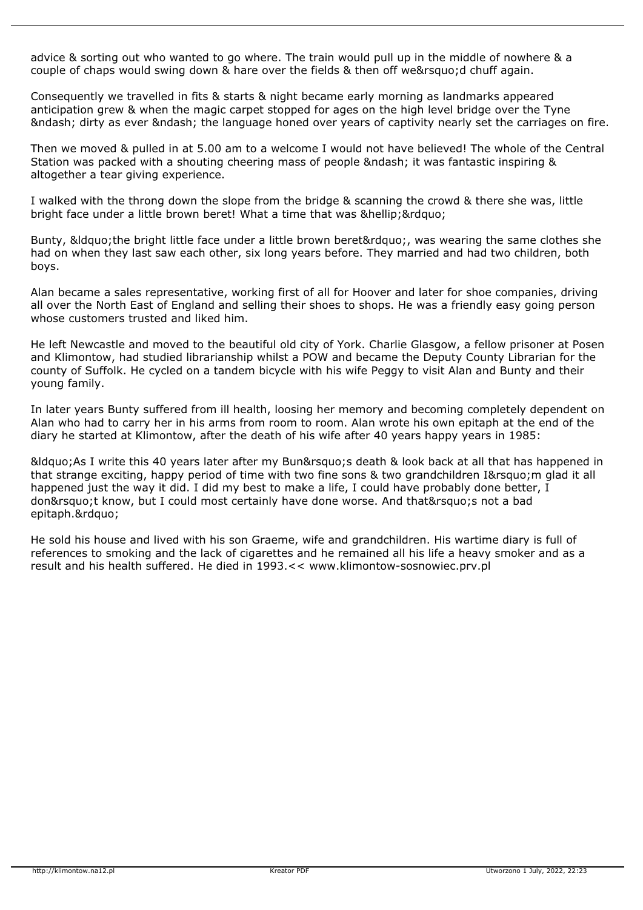advice & sorting out who wanted to go where. The train would pull up in the middle of nowhere & a couple of chaps would swing down & hare over the fields & then off we&rsquo;d chuff again.

Consequently we travelled in fits & starts & night became early morning as landmarks appeared anticipation grew & when the magic carpet stopped for ages on the high level bridge over the Tyne &ndash; dirty as ever &ndash; the language honed over years of captivity nearly set the carriages on fire.

Then we moved & pulled in at 5.00 am to a welcome I would not have believed! The whole of the Central Station was packed with a shouting cheering mass of people &ndash; it was fantastic inspiring & altogether a tear giving experience.

I walked with the throng down the slope from the bridge & scanning the crowd & there she was, little bright face under a little brown beret! What a time that was &hellip;&rdquo;

Bunty, &ldquo;the bright little face under a little brown beret&rdquo;, was wearing the same clothes she had on when they last saw each other, six long years before. They married and had two children, both boys.

Alan became a sales representative, working first of all for Hoover and later for shoe companies, driving all over the North East of England and selling their shoes to shops. He was a friendly easy going person whose customers trusted and liked him.

He left Newcastle and moved to the beautiful old city of York. Charlie Glasgow, a fellow prisoner at Posen and Klimontow, had studied librarianship whilst a POW and became the Deputy County Librarian for the county of Suffolk. He cycled on a tandem bicycle with his wife Peggy to visit Alan and Bunty and their young family.

In later years Bunty suffered from ill health, loosing her memory and becoming completely dependent on Alan who had to carry her in his arms from room to room. Alan wrote his own epitaph at the end of the diary he started at Klimontow, after the death of his wife after 40 years happy years in 1985:

&ldquo;As I write this 40 years later after my Bun&rsquo;s death & look back at all that has happened in that strange exciting, happy period of time with two fine sons & two grandchildren I&rsquo;m glad it all happened just the way it did. I did my best to make a life, I could have probably done better, I don&rsquo;t know, but I could most certainly have done worse. And that&rsquo;s not a bad epitaph.&rdquo;

He sold his house and lived with his son Graeme, wife and grandchildren. His wartime diary is full of references to smoking and the lack of cigarettes and he remained all his life a heavy smoker and as a result and his health suffered. He died in 1993.<< www.klimontow-sosnowiec.prv.pl